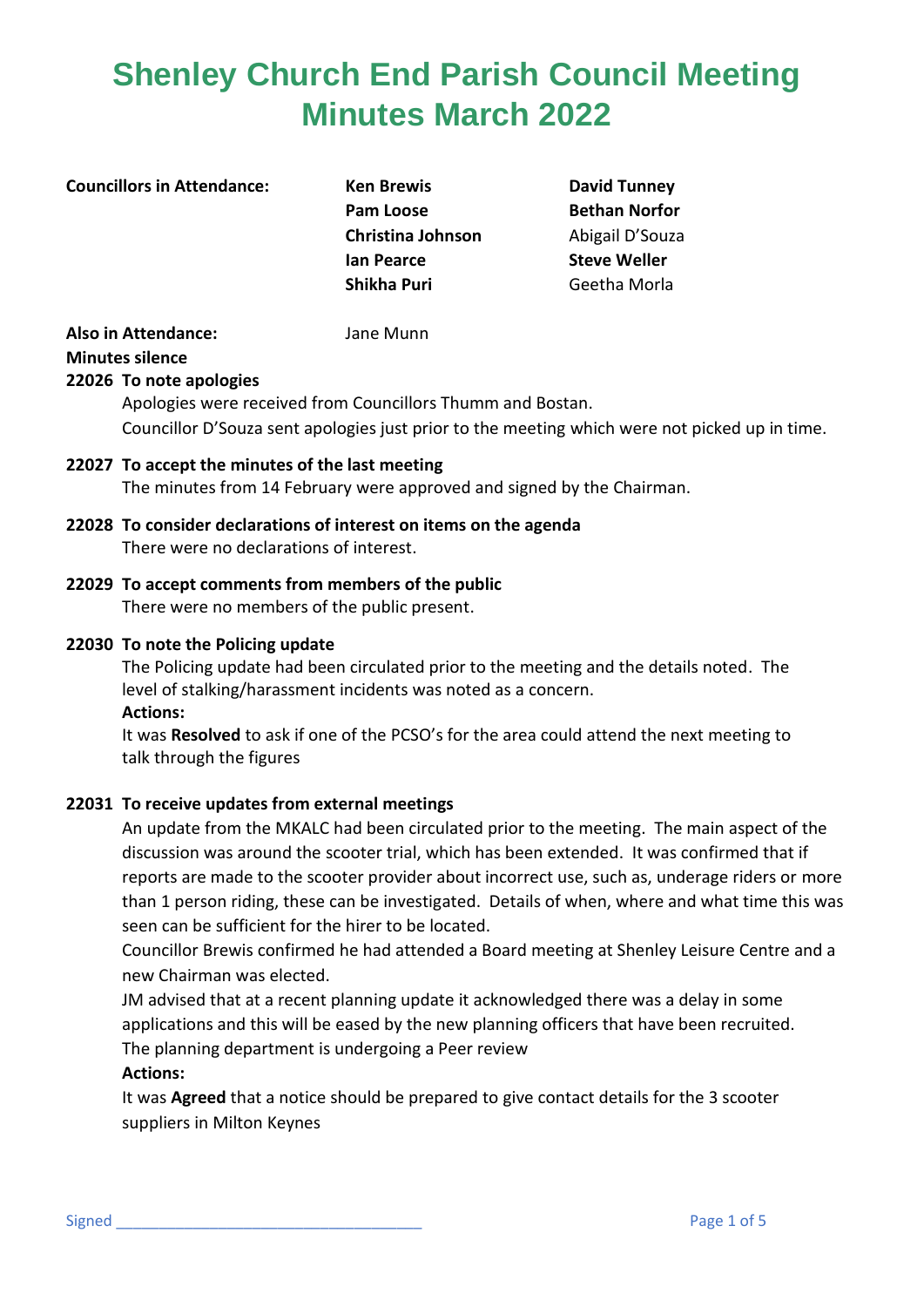# Shenley Church End Parish Council Meeting Minutes March 2022

**Councillors in Attendance:**

| | |
|---|---|
| **Ken Brewis** | **David Tunney** |
| **Pam Loose** | **Bethan Norfor** |
| **Christina Johnson** | Abigail D'Souza |
| **Ian Pearce** | **Steve Weller** |
| **Shikha Puri** | Geetha Morla |

**Also in Attendance:** Jane Munn

**Minutes silence**

**22026 To note apologies**

Apologies were received from Councillors Thumm and Bostan.

Councillor D'Souza sent apologies just prior to the meeting which were not picked up in time.

**22027 To accept the minutes of the last meeting**

The minutes from 14 February were approved and signed by the Chairman.

**22028 To consider declarations of interest on items on the agenda**

There were no declarations of interest.

**22029 To accept comments from members of the public**

There were no members of the public present.

**22030 To note the Policing update**

The Policing update had been circulated prior to the meeting and the details noted. The level of stalking/harassment incidents was noted as a concern.

**Actions:**

It was **Resolved** to ask if one of the PCSO's for the area could attend the next meeting to talk through the figures

**22031 To receive updates from external meetings**

An update from the MKALC had been circulated prior to the meeting. The main aspect of the discussion was around the scooter trial, which has been extended. It was confirmed that if reports are made to the scooter provider about incorrect use, such as, underage riders or more than 1 person riding, these can be investigated. Details of when, where and what time this was seen can be sufficient for the hirer to be located.

Councillor Brewis confirmed he had attended a Board meeting at Shenley Leisure Centre and a new Chairman was elected.

JM advised that at a recent planning update it acknowledged there was a delay in some applications and this will be eased by the new planning officers that have been recruited.

The planning department is undergoing a Peer review

**Actions:**

It was **Agreed** that a notice should be prepared to give contact details for the 3 scooter suppliers in Milton Keynes

Signed ___________________________________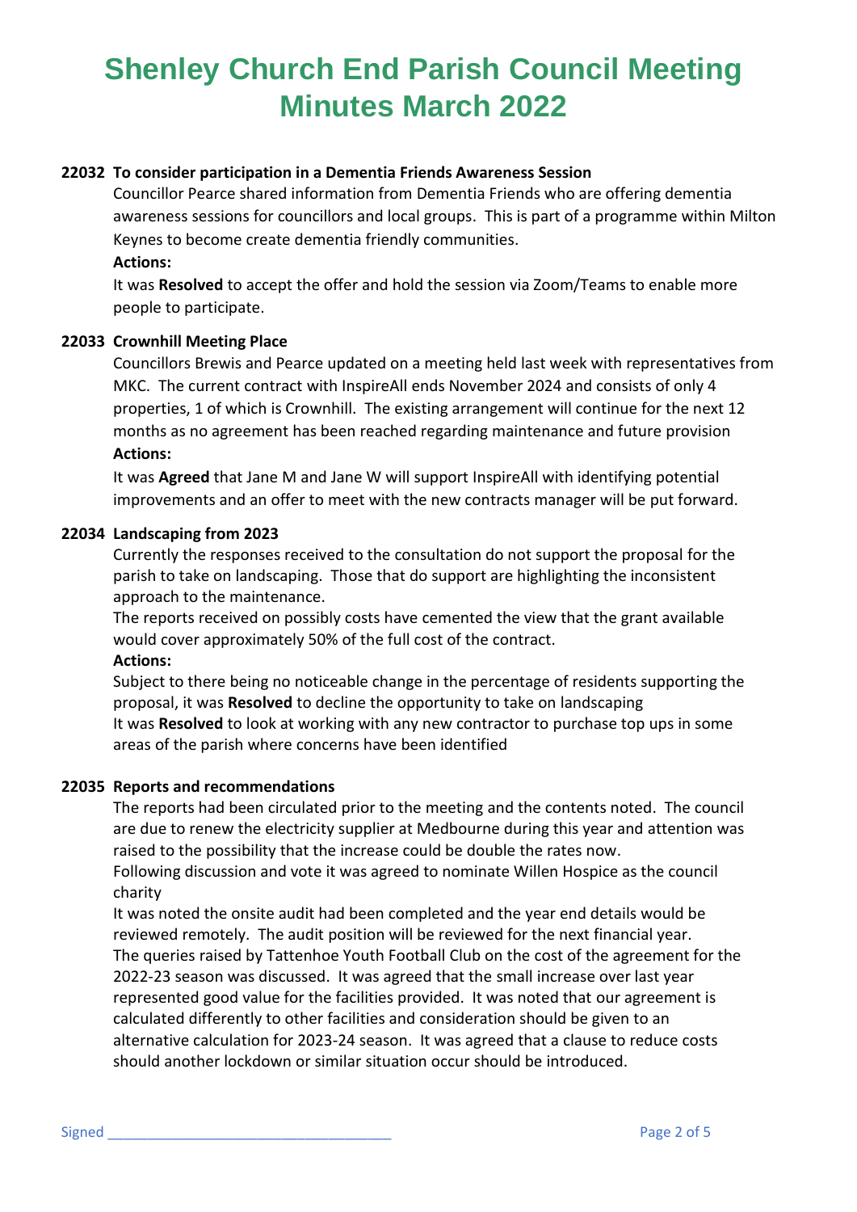# Shenley Church End Parish Council Meeting Minutes March 2022

### 22032 To consider participation in a Dementia Friends Awareness Session

Councillor Pearce shared information from Dementia Friends who are offering dementia awareness sessions for councillors and local groups. This is part of a programme within Milton Keynes to become create dementia friendly communities.

**Actions:**

It was **Resolved** to accept the offer and hold the session via Zoom/Teams to enable more people to participate.

### 22033 Crownhill Meeting Place

Councillors Brewis and Pearce updated on a meeting held last week with representatives from MKC. The current contract with InspireAll ends November 2024 and consists of only 4 properties, 1 of which is Crownhill. The existing arrangement will continue for the next 12 months as no agreement has been reached regarding maintenance and future provision

**Actions:**

It was **Agreed** that Jane M and Jane W will support InspireAll with identifying potential improvements and an offer to meet with the new contracts manager will be put forward.

### 22034 Landscaping from 2023

Currently the responses received to the consultation do not support the proposal for the parish to take on landscaping. Those that do support are highlighting the inconsistent approach to the maintenance.

The reports received on possibly costs have cemented the view that the grant available would cover approximately 50% of the full cost of the contract.

**Actions:**

Subject to there being no noticeable change in the percentage of residents supporting the proposal, it was **Resolved** to decline the opportunity to take on landscaping

It was **Resolved** to look at working with any new contractor to purchase top ups in some areas of the parish where concerns have been identified

### 22035 Reports and recommendations

The reports had been circulated prior to the meeting and the contents noted. The council are due to renew the electricity supplier at Medbourne during this year and attention was raised to the possibility that the increase could be double the rates now.

Following discussion and vote it was agreed to nominate Willen Hospice as the council charity

It was noted the onsite audit had been completed and the year end details would be reviewed remotely. The audit position will be reviewed for the next financial year.

The queries raised by Tattenhoe Youth Football Club on the cost of the agreement for the 2022-23 season was discussed. It was agreed that the small increase over last year represented good value for the facilities provided. It was noted that our agreement is calculated differently to other facilities and consideration should be given to an alternative calculation for 2023-24 season. It was agreed that a clause to reduce costs should another lockdown or similar situation occur should be introduced.

Signed ___________________________________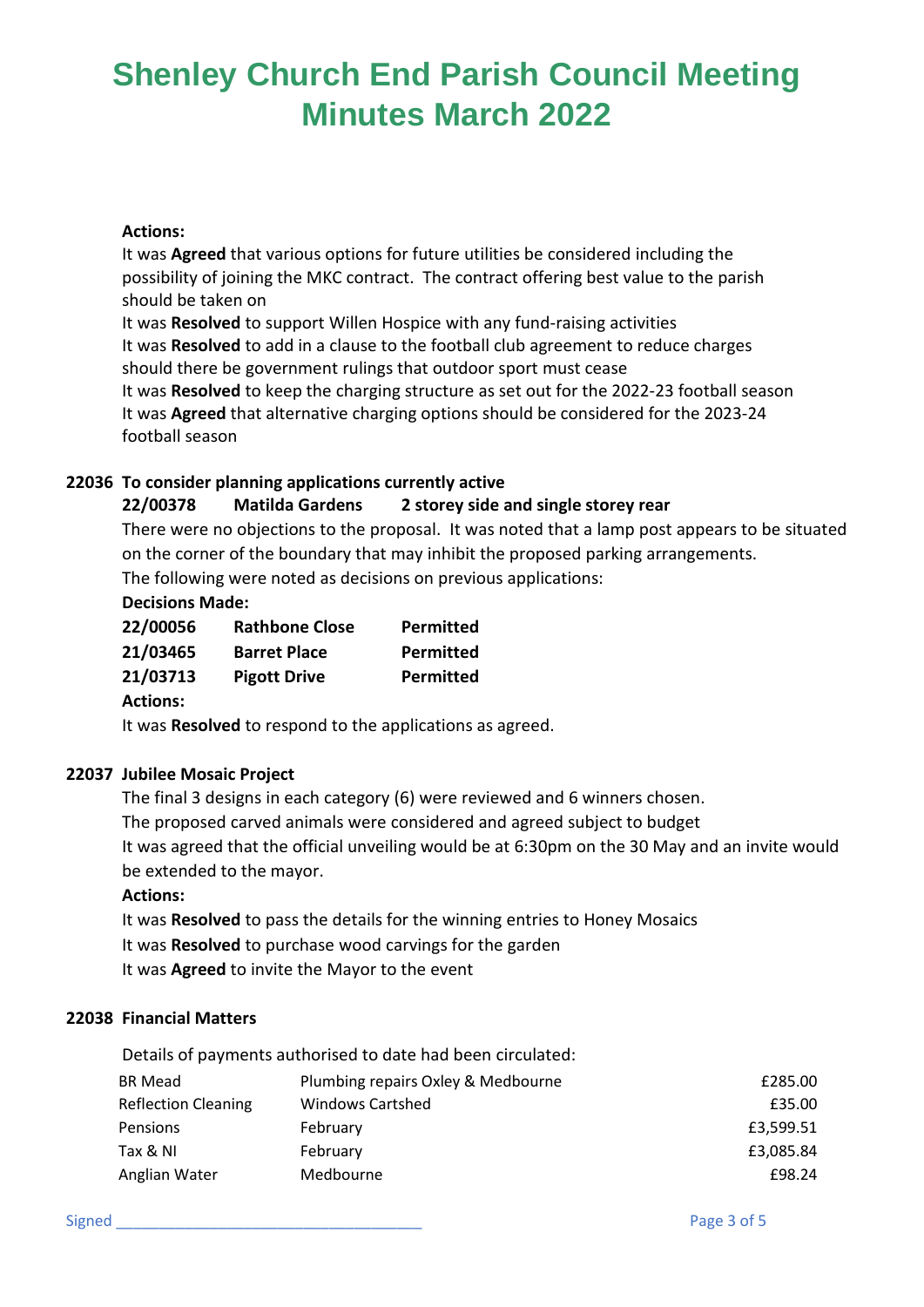# Shenley Church End Parish Council Meeting Minutes March 2022

**Actions:**

It was **Agreed** that various options for future utilities be considered including the possibility of joining the MKC contract. The contract offering best value to the parish should be taken on

It was **Resolved** to support Willen Hospice with any fund-raising activities

It was **Resolved** to add in a clause to the football club agreement to reduce charges should there be government rulings that outdoor sport must cease

It was **Resolved** to keep the charging structure as set out for the 2022-23 football season

It was **Agreed** that alternative charging options should be considered for the 2023-24 football season

**22036 To consider planning applications currently active**

**22/00378 Matilda Gardens 2 storey side and single storey rear**

There were no objections to the proposal. It was noted that a lamp post appears to be situated on the corner of the boundary that may inhibit the proposed parking arrangements.

The following were noted as decisions on previous applications:

**Decisions Made:**

| | | |
|---|---|---|
| **22/00056** | **Rathbone Close** | **Permitted** |
| **21/03465** | **Barret Place** | **Permitted** |
| **21/03713** | **Pigott Drive** | **Permitted** |

**Actions:**

It was **Resolved** to respond to the applications as agreed.

**22037 Jubilee Mosaic Project**

The final 3 designs in each category (6) were reviewed and 6 winners chosen.

The proposed carved animals were considered and agreed subject to budget

It was agreed that the official unveiling would be at 6:30pm on the 30 May and an invite would be extended to the mayor.

**Actions:**

It was **Resolved** to pass the details for the winning entries to Honey Mosaics

It was **Resolved** to purchase wood carvings for the garden

It was **Agreed** to invite the Mayor to the event

**22038 Financial Matters**

Details of payments authorised to date had been circulated:

| | | |
|---|---|---:|
| BR Mead | Plumbing repairs Oxley & Medbourne | £285.00 |
| Reflection Cleaning | Windows Cartshed | £35.00 |
| Pensions | February | £3,599.51 |
| Tax & NI | February | £3,085.84 |
| Anglian Water | Medbourne | £98.24 |

Signed ___________________________________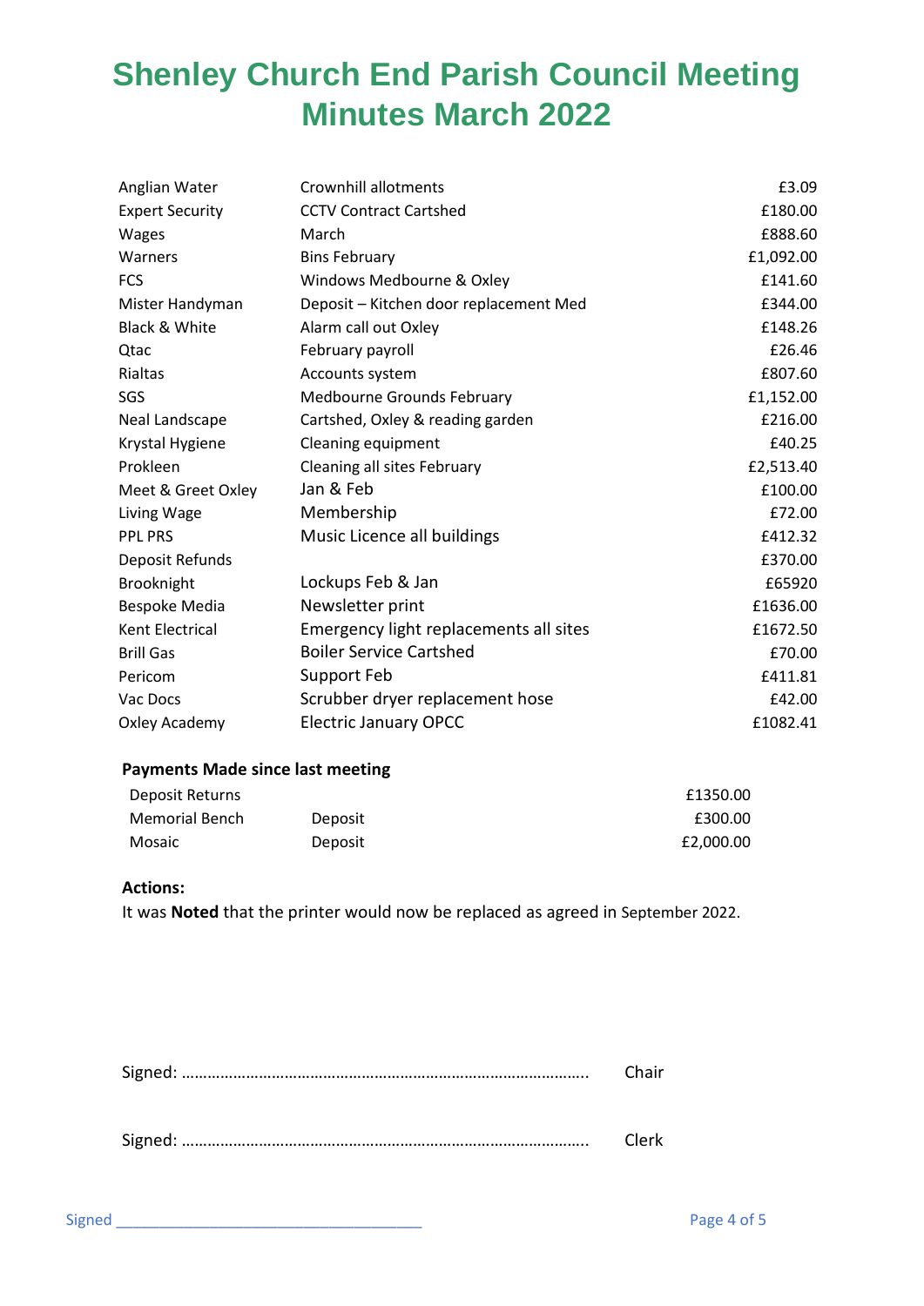# Shenley Church End Parish Council Meeting Minutes March 2022

| | | |
|---|---|---|
| Anglian Water | Crownhill allotments | £3.09 |
| Expert Security | CCTV Contract Cartshed | £180.00 |
| Wages | March | £888.60 |
| Warners | Bins February | £1,092.00 |
| FCS | Windows Medbourne & Oxley | £141.60 |
| Mister Handyman | Deposit – Kitchen door replacement Med | £344.00 |
| Black & White | Alarm call out Oxley | £148.26 |
| Qtac | February payroll | £26.46 |
| Rialtas | Accounts system | £807.60 |
| SGS | Medbourne Grounds February | £1,152.00 |
| Neal Landscape | Cartshed, Oxley & reading garden | £216.00 |
| Krystal Hygiene | Cleaning equipment | £40.25 |
| Prokleen | Cleaning all sites February | £2,513.40 |
| Meet & Greet Oxley | Jan & Feb | £100.00 |
| Living Wage | Membership | £72.00 |
| PPL PRS | Music Licence all buildings | £412.32 |
| Deposit Refunds | | £370.00 |
| Brooknight | Lockups Feb & Jan | £65920 |
| Bespoke Media | Newsletter print | £1636.00 |
| Kent Electrical | Emergency light replacements all sites | £1672.50 |
| Brill Gas | Boiler Service Cartshed | £70.00 |
| Pericom | Support Feb | £411.81 |
| Vac Docs | Scrubber dryer replacement hose | £42.00 |
| Oxley Academy | Electric January OPCC | £1082.41 |

**Payments Made since last meeting**

| | | |
|---|---|---|
| Deposit Returns | | £1350.00 |
| Memorial Bench | Deposit | £300.00 |
| Mosaic | Deposit | £2,000.00 |

**Actions:**

It was **Noted** that the printer would now be replaced as agreed in September 2022.

Signed: ………………………………………………………………………………….. Chair

Signed: ………………………………………………………………………………….. Clerk

Signed ___________________________________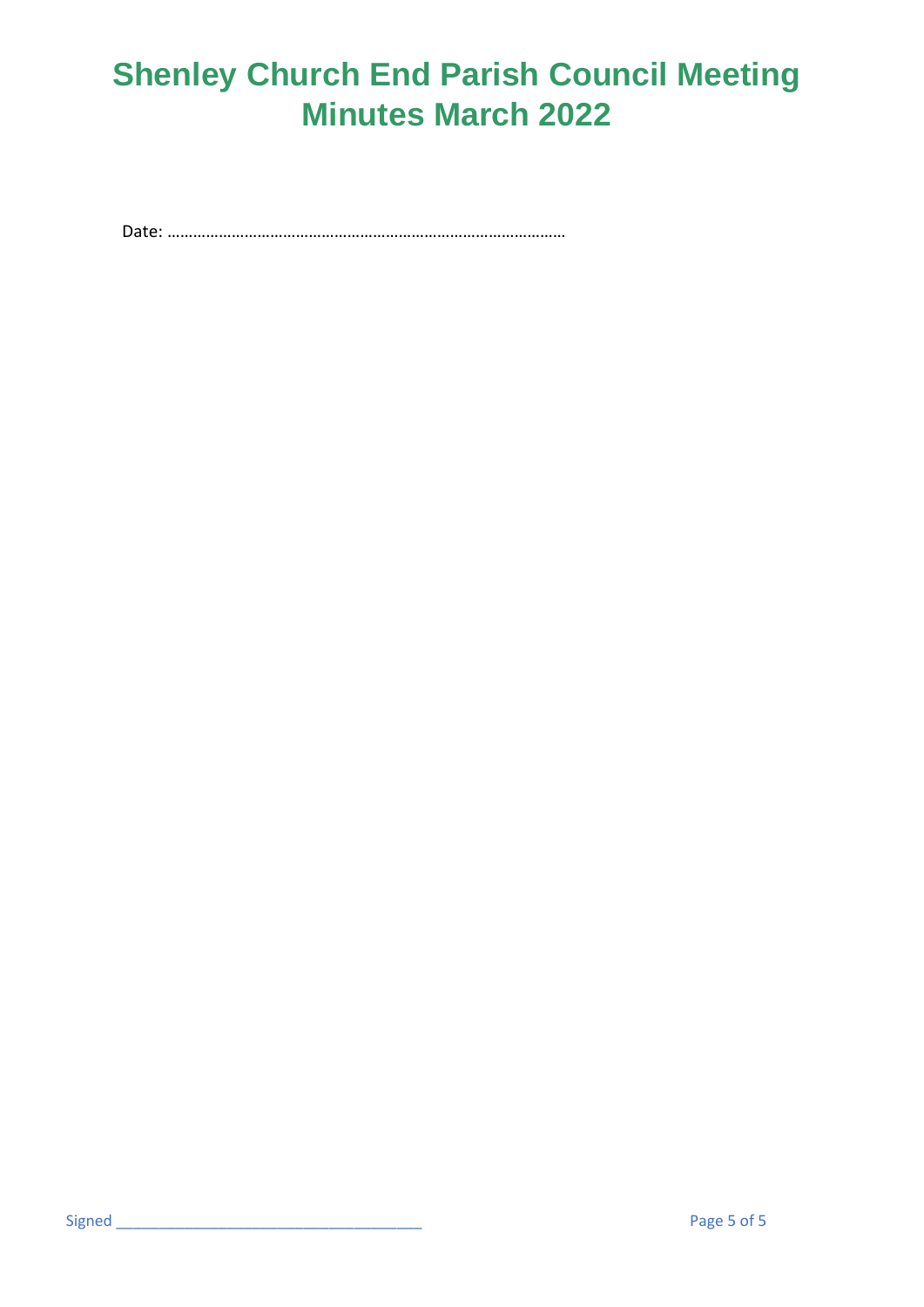# Shenley Church End Parish Council Meeting Minutes March 2022

Date: …………………………………………………………………………………